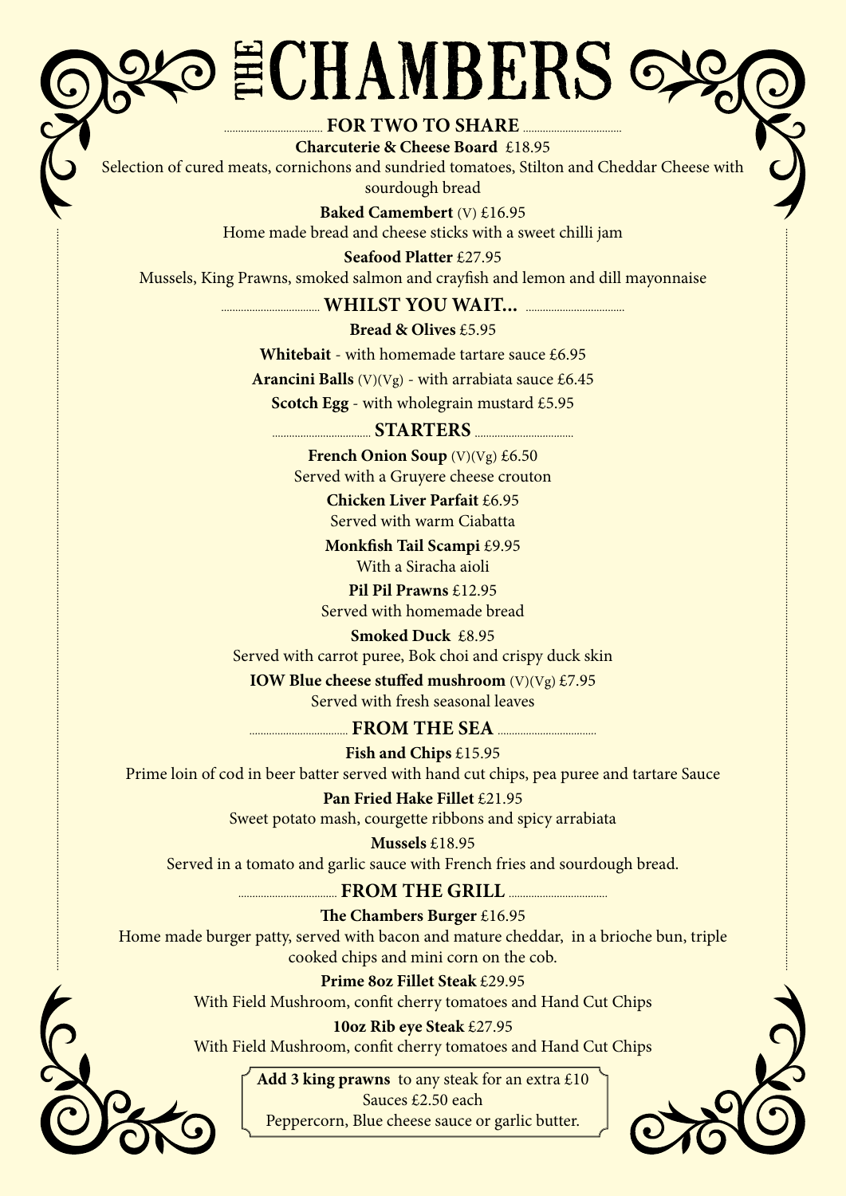# THE CHAMBERS

## FOR TWO TO SHARE

**Charcuterie & Cheese Board** £18.95

Selection of cured meats, cornichons and sundried tomatoes, Stilton and Cheddar Cheese with sourdough bread

**Baked Camembert** (V) £16.95

Home made bread and cheese sticks with a sweet chilli jam

**Seafood Platter** £27.95

Mussels, King Prawns, smoked salmon and crayfish and lemon and dill mayonnaise

## WHILST YOU WAIT...

**Bread & Olives** £5.95

**Whitebait** - with homemade tartare sauce £6.95

**Arancini Balls** (V)(Vg) - with arrabiata sauce £6.45

**Scotch Egg** - with wholegrain mustard £5.95

## STARTERS

**French Onion Soup** (V)(Vg) £6.50

Served with a Gruyere cheese crouton

**Chicken Liver Parfait** £6.95

Served with warm Ciabatta

**Monkfish Tail Scampi** £9.95

With a Siracha aioli

**Pil Pil Prawns** £12.95

Served with homemade bread

**Smoked Duck** £8.95

Served with carrot puree, Bok choi and crispy duck skin

**IOW Blue cheese stuffed mushroom** (V)(Vg) £7.95

Served with fresh seasonal leaves

## FROM THE SEA

**Fish and Chips** £15.95

Prime loin of cod in beer batter served with hand cut chips, pea puree and tartare Sauce

**Pan Fried Hake Fillet** £21.95

Sweet potato mash, courgette ribbons and spicy arrabiata

**Mussels** £18.95

Served in a tomato and garlic sauce with French fries and sourdough bread.

## FROM THE GRILL

**The Chambers Burger** £16.95

Home made burger patty, served with bacon and mature cheddar, in a brioche bun, triple cooked chips and mini corn on the cob.

**Prime 8oz Fillet Steak** £29.95

With Field Mushroom, confit cherry tomatoes and Hand Cut Chips

**10oz Rib eye Steak** £27.95

With Field Mushroom, confit cherry tomatoes and Hand Cut Chips

**Add 3 king prawns** to any steak for an extra £10

Sauces £2.50 each

Peppercorn, Blue cheese sauce or garlic butter.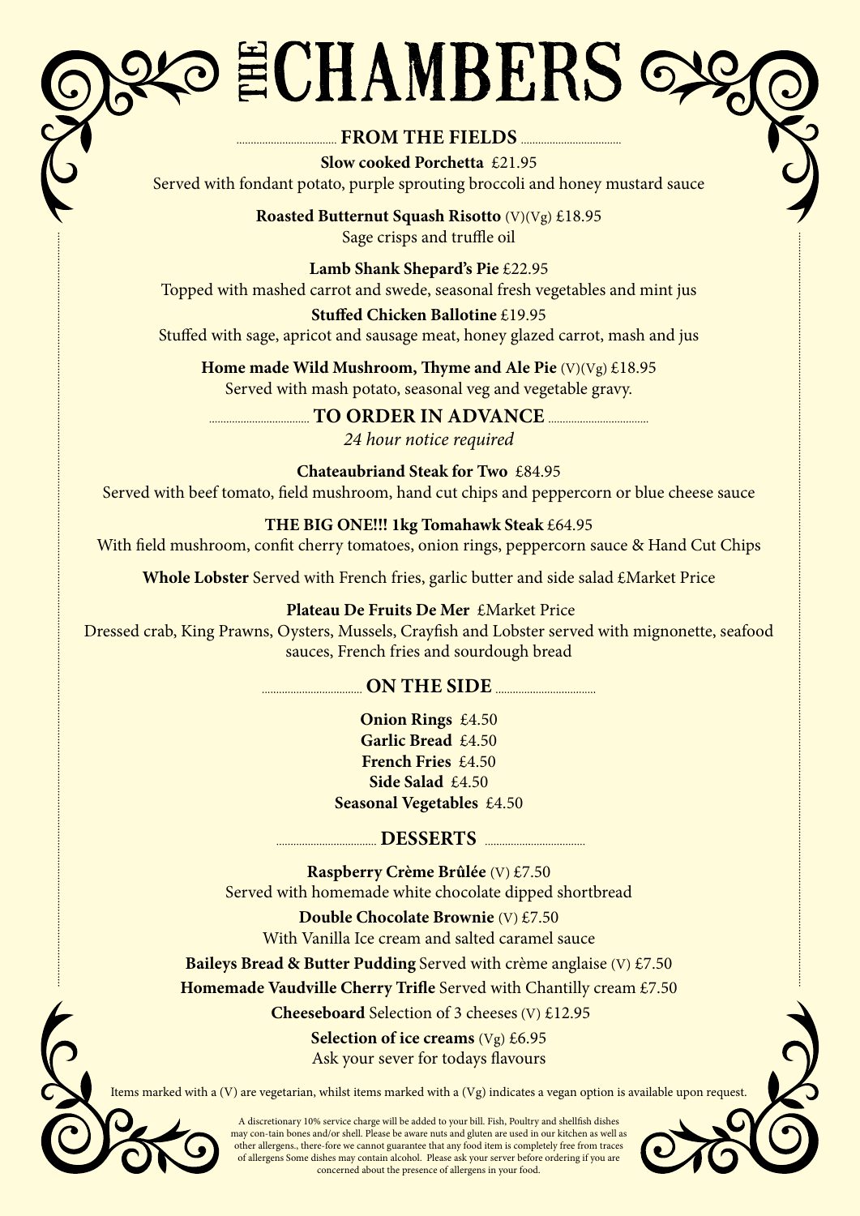# THE CHAMBERS

## FROM THE FIELDS

**Slow cooked Porchetta** £21.95
Served with fondant potato, purple sprouting broccoli and honey mustard sauce

**Roasted Butternut Squash Risotto** (V)(Vg) £18.95
Sage crisps and truffle oil

**Lamb Shank Shepard's Pie** £22.95
Topped with mashed carrot and swede, seasonal fresh vegetables and mint jus

**Stuffed Chicken Ballotine** £19.95
Stuffed with sage, apricot and sausage meat, honey glazed carrot, mash and jus

**Home made Wild Mushroom, Thyme and Ale Pie** (V)(Vg) £18.95
Served with mash potato, seasonal veg and vegetable gravy.

## TO ORDER IN ADVANCE

*24 hour notice required*

**Chateaubriand Steak for Two** £84.95
Served with beef tomato, field mushroom, hand cut chips and peppercorn or blue cheese sauce

**THE BIG ONE!!! 1kg Tomahawk Steak** £64.95
With field mushroom, confit cherry tomatoes, onion rings, peppercorn sauce & Hand Cut Chips

**Whole Lobster** Served with French fries, garlic butter and side salad £Market Price

**Plateau De Fruits De Mer** £Market Price
Dressed crab, King Prawns, Oysters, Mussels, Crayfish and Lobster served with mignonette, seafood sauces, French fries and sourdough bread

## ON THE SIDE

**Onion Rings** £4.50
**Garlic Bread** £4.50
**French Fries** £4.50
**Side Salad** £4.50
**Seasonal Vegetables** £4.50

## DESSERTS

**Raspberry Crème Brûlée** (V) £7.50
Served with homemade white chocolate dipped shortbread

**Double Chocolate Brownie** (V) £7.50
With Vanilla Ice cream and salted caramel sauce

**Baileys Bread & Butter Pudding** Served with crème anglaise (V) £7.50

**Homemade Vaudville Cherry Trifle** Served with Chantilly cream £7.50

**Cheeseboard** Selection of 3 cheeses (V) £12.95

**Selection of ice creams** (Vg) £6.95
Ask your sever for todays flavours

Items marked with a (V) are vegetarian, whilst items marked with a (Vg) indicates a vegan option is available upon request.

A discretionary 10% service charge will be added to your bill. Fish, Poultry and shellfish dishes may con-tain bones and/or shell. Please be aware nuts and gluten are used in our kitchen as well as other allergens., there-fore we cannot guarantee that any food item is completely free from traces of allergens Some dishes may contain alcohol. Please ask your server before ordering if you are concerned about the presence of allergens in your food.